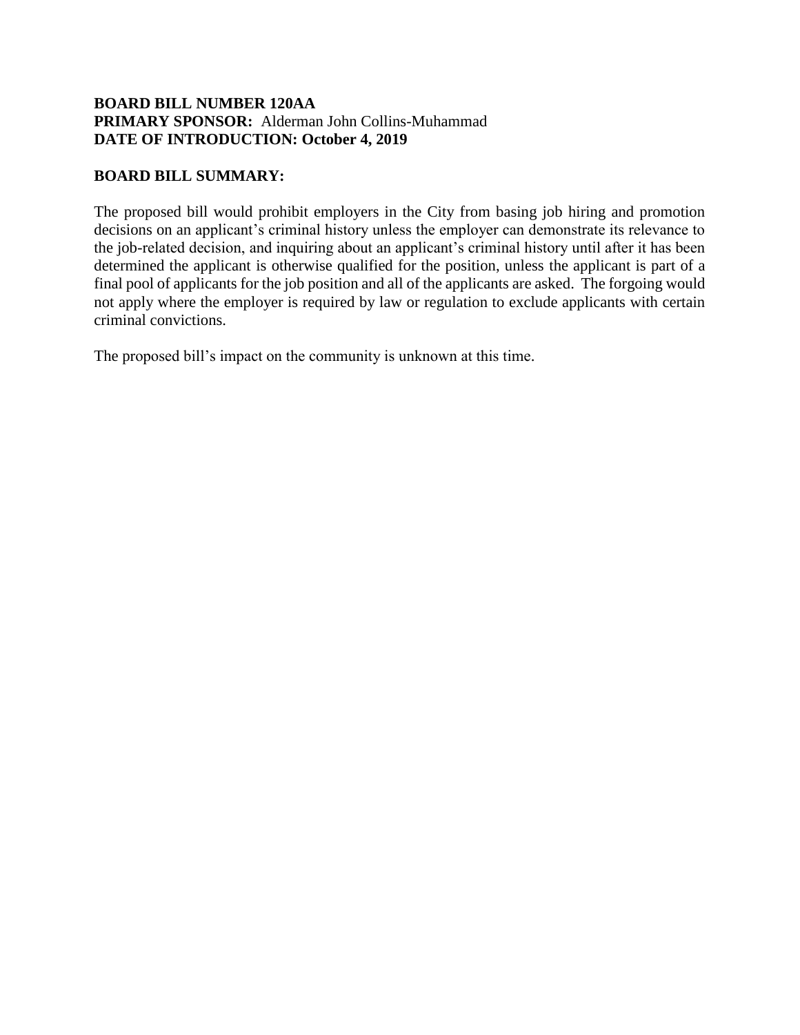**BOARD BILL NUMBER 120AA**
**PRIMARY SPONSOR:** Alderman John Collins-Muhammad
**DATE OF INTRODUCTION: October 4, 2019**

**BOARD BILL SUMMARY:**

The proposed bill would prohibit employers in the City from basing job hiring and promotion decisions on an applicant's criminal history unless the employer can demonstrate its relevance to the job-related decision, and inquiring about an applicant's criminal history until after it has been determined the applicant is otherwise qualified for the position, unless the applicant is part of a final pool of applicants for the job position and all of the applicants are asked. The forgoing would not apply where the employer is required by law or regulation to exclude applicants with certain criminal convictions.

The proposed bill's impact on the community is unknown at this time.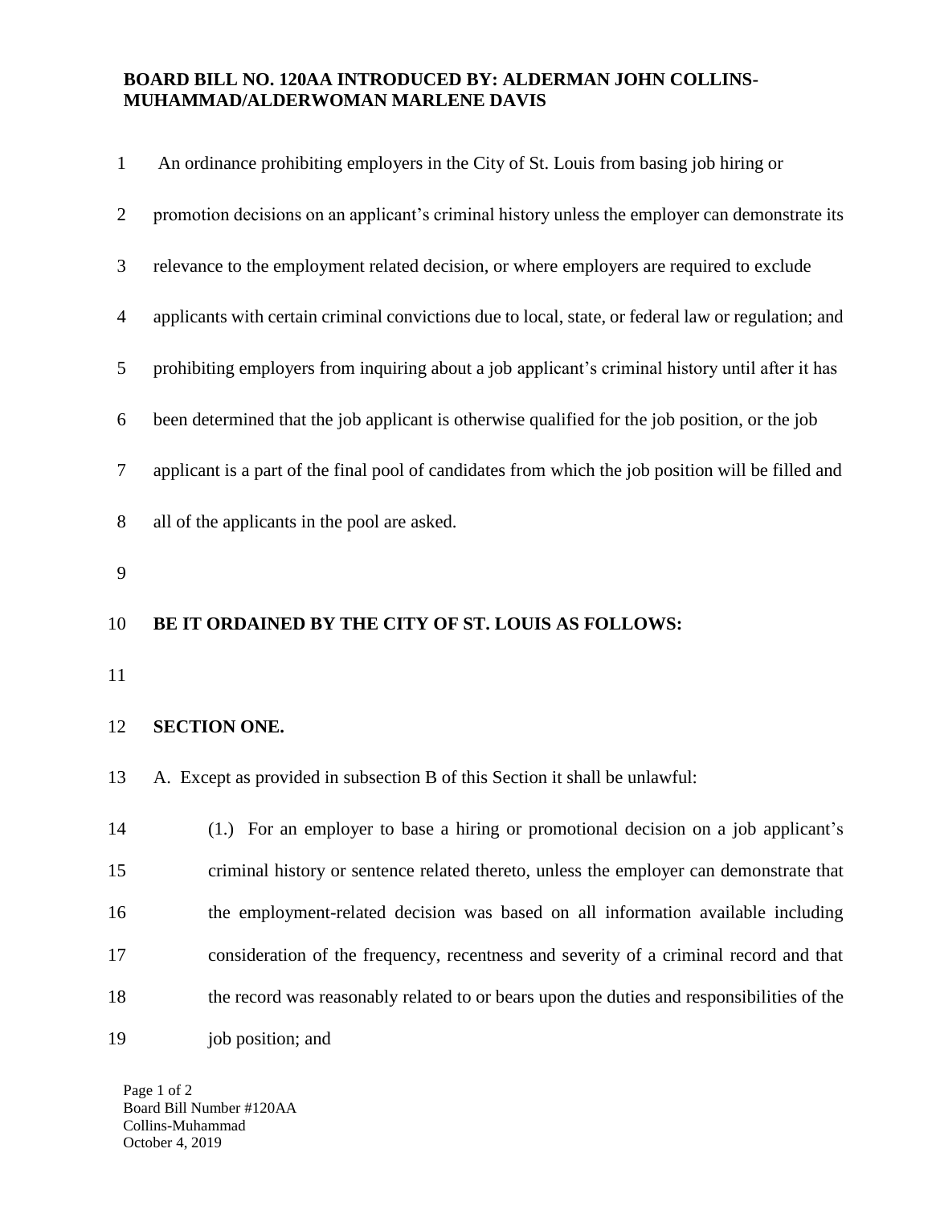**BOARD BILL NO. 120AA INTRODUCED BY: ALDERMAN JOHN COLLINS-MUHAMMAD/ALDERWOMAN MARLENE DAVIS**

An ordinance prohibiting employers in the City of St. Louis from basing job hiring or promotion decisions on an applicant's criminal history unless the employer can demonstrate its relevance to the employment related decision, or where employers are required to exclude applicants with certain criminal convictions due to local, state, or federal law or regulation; and prohibiting employers from inquiring about a job applicant's criminal history until after it has been determined that the job applicant is otherwise qualified for the job position, or the job applicant is a part of the final pool of candidates from which the job position will be filled and all of the applicants in the pool are asked.

**BE IT ORDAINED BY THE CITY OF ST. LOUIS AS FOLLOWS:**

**SECTION ONE.**

A. Except as provided in subsection B of this Section it shall be unlawful:

(1.) For an employer to base a hiring or promotional decision on a job applicant's criminal history or sentence related thereto, unless the employer can demonstrate that the employment-related decision was based on all information available including consideration of the frequency, recentness and severity of a criminal record and that the record was reasonably related to or bears upon the duties and responsibilities of the job position; and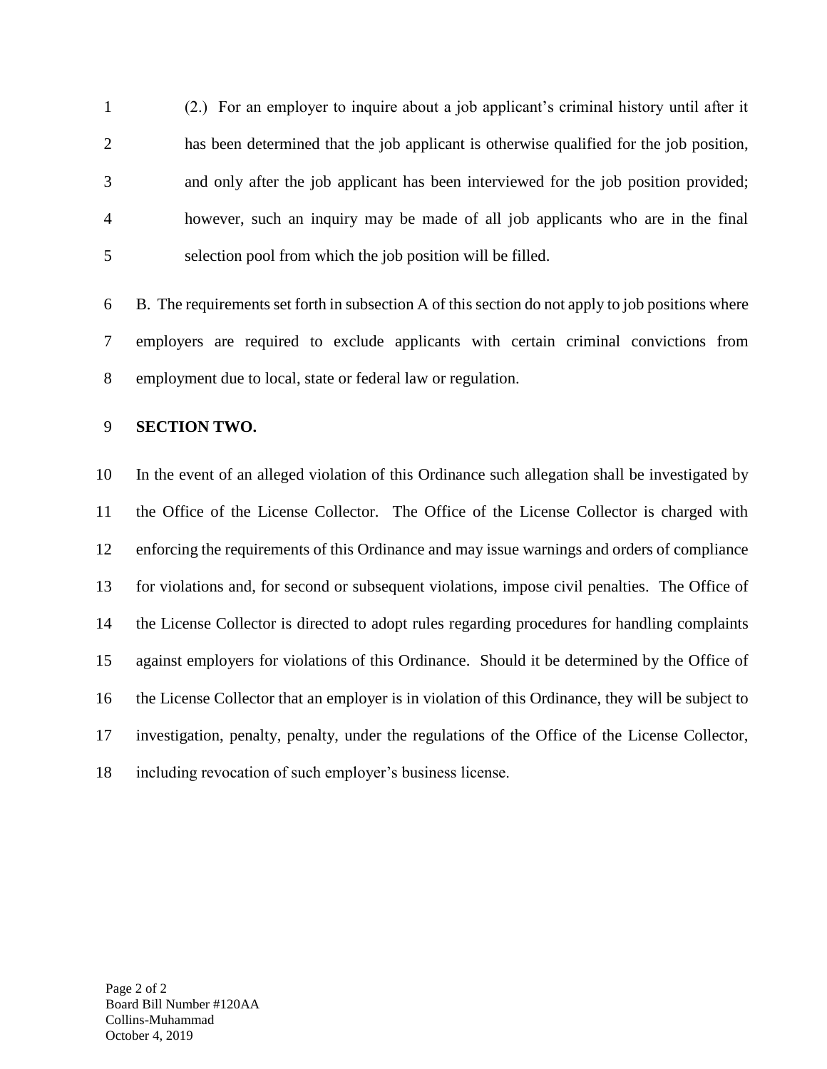(2.) For an employer to inquire about a job applicant's criminal history until after it has been determined that the job applicant is otherwise qualified for the job position, and only after the job applicant has been interviewed for the job position provided; however, such an inquiry may be made of all job applicants who are in the final selection pool from which the job position will be filled.

B. The requirements set forth in subsection A of this section do not apply to job positions where employers are required to exclude applicants with certain criminal convictions from employment due to local, state or federal law or regulation.

**SECTION TWO.**

In the event of an alleged violation of this Ordinance such allegation shall be investigated by the Office of the License Collector. The Office of the License Collector is charged with enforcing the requirements of this Ordinance and may issue warnings and orders of compliance for violations and, for second or subsequent violations, impose civil penalties. The Office of the License Collector is directed to adopt rules regarding procedures for handling complaints against employers for violations of this Ordinance. Should it be determined by the Office of the License Collector that an employer is in violation of this Ordinance, they will be subject to investigation, penalty, penalty, under the regulations of the Office of the License Collector, including revocation of such employer's business license.

Board Bill Number #120AA
Collins-Muhammad
October 4, 2019